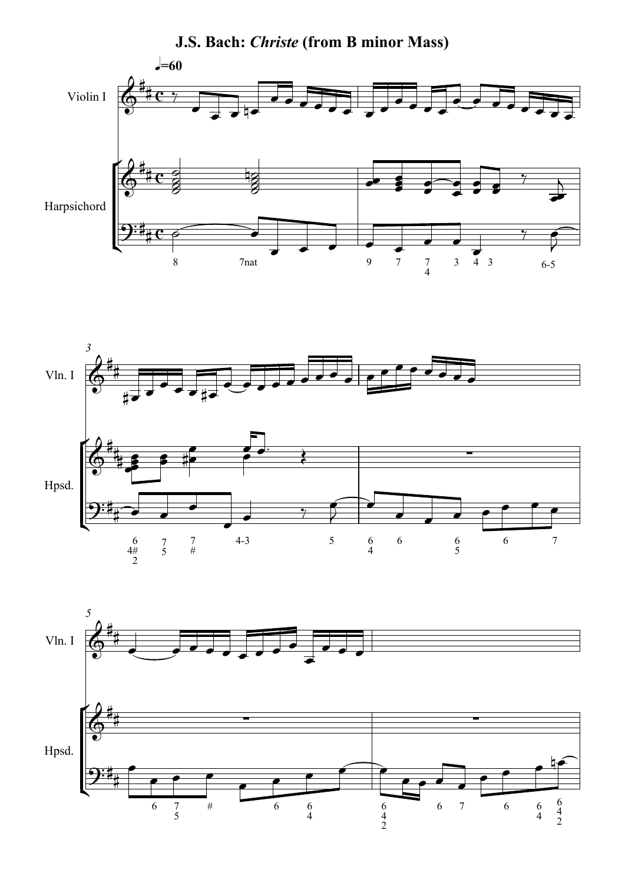# J.S. Bach: *Christe* (from B minor Mass)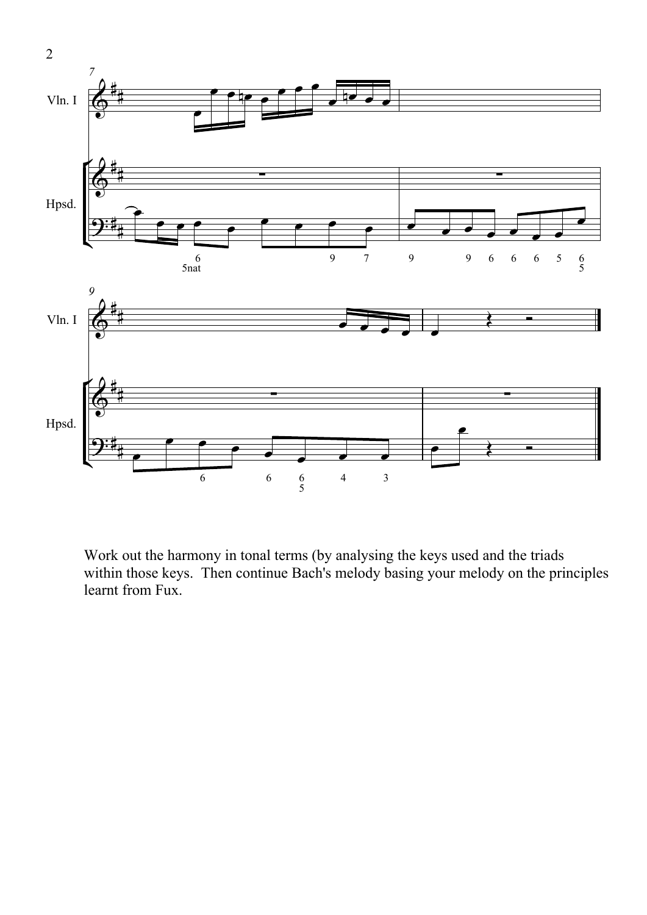Work out the harmony in tonal terms (by analysing the keys used and the triads within those keys. Then continue Bach's melody basing your melody on the principles learnt from Fux.